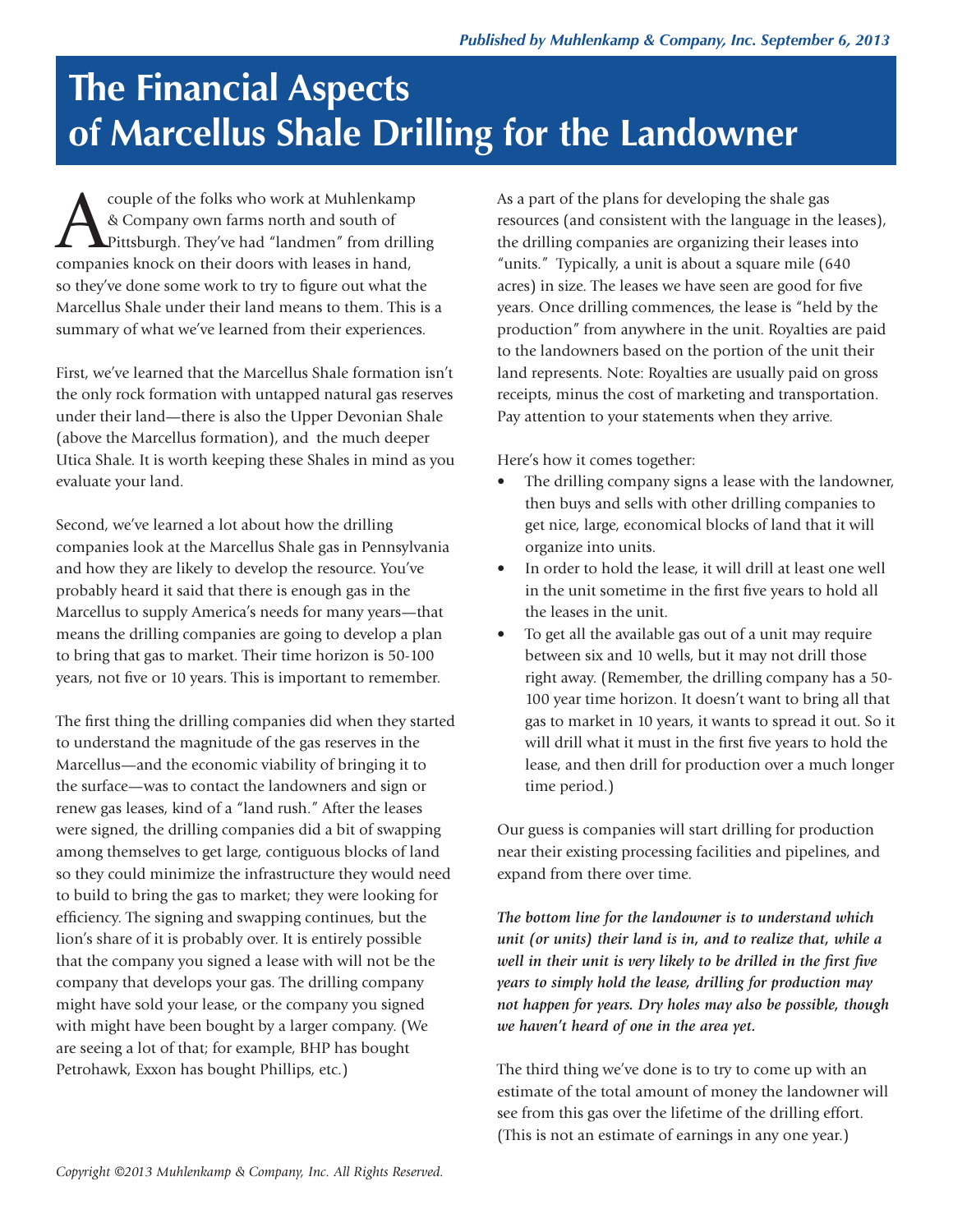# The Financial Aspects of Marcellus Shale Drilling for the Landowner

A couple of the folks who work at Muhlenkamp & Company own farms north and south of Pittsburgh. They've had "landmen" from drilling companies knock on their doors with leases in hand, so they've done some work to try to figure out what the Marcellus Shale under their land means to them. This is a summary of what we've learned from their experiences.

First, we've learned that the Marcellus Shale formation isn't the only rock formation with untapped natural gas reserves under their land—there is also the Upper Devonian Shale (above the Marcellus formation), and the much deeper Utica Shale. It is worth keeping these Shales in mind as you evaluate your land.

Second, we've learned a lot about how the drilling companies look at the Marcellus Shale gas in Pennsylvania and how they are likely to develop the resource. You've probably heard it said that there is enough gas in the Marcellus to supply America's needs for many years—that means the drilling companies are going to develop a plan to bring that gas to market. Their time horizon is 50-100 years, not five or 10 years. This is important to remember.

The first thing the drilling companies did when they started to understand the magnitude of the gas reserves in the Marcellus—and the economic viability of bringing it to the surface—was to contact the landowners and sign or renew gas leases, kind of a "land rush." After the leases were signed, the drilling companies did a bit of swapping among themselves to get large, contiguous blocks of land so they could minimize the infrastructure they would need to build to bring the gas to market; they were looking for efficiency. The signing and swapping continues, but the lion's share of it is probably over. It is entirely possible that the company you signed a lease with will not be the company that develops your gas. The drilling company might have sold your lease, or the company you signed with might have been bought by a larger company. (We are seeing a lot of that; for example, BHP has bought Petrohawk, Exxon has bought Phillips, etc.)

As a part of the plans for developing the shale gas resources (and consistent with the language in the leases), the drilling companies are organizing their leases into "units." Typically, a unit is about a square mile (640 acres) in size. The leases we have seen are good for five years. Once drilling commences, the lease is "held by the production" from anywhere in the unit. Royalties are paid to the landowners based on the portion of the unit their land represents. Note: Royalties are usually paid on gross receipts, minus the cost of marketing and transportation. Pay attention to your statements when they arrive.

Here's how it comes together:

- The drilling company signs a lease with the landowner, then buys and sells with other drilling companies to get nice, large, economical blocks of land that it will organize into units.
- In order to hold the lease, it will drill at least one well in the unit sometime in the first five years to hold all the leases in the unit.
- To get all the available gas out of a unit may require between six and 10 wells, but it may not drill those right away. (Remember, the drilling company has a 50-100 year time horizon. It doesn't want to bring all that gas to market in 10 years, it wants to spread it out. So it will drill what it must in the first five years to hold the lease, and then drill for production over a much longer time period.)

Our guess is companies will start drilling for production near their existing processing facilities and pipelines, and expand from there over time.

***The bottom line for the landowner is to understand which unit (or units) their land is in, and to realize that, while a well in their unit is very likely to be drilled in the first five years to simply hold the lease, drilling for production may not happen for years. Dry holes may also be possible, though we haven't heard of one in the area yet.***

The third thing we've done is to try to come up with an estimate of the total amount of money the landowner will see from this gas over the lifetime of the drilling effort. (This is not an estimate of earnings in any one year.)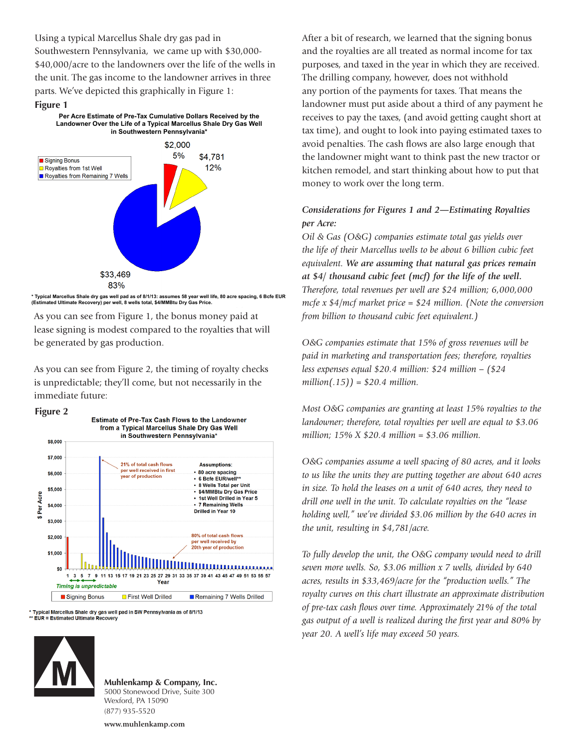Using a typical Marcellus Shale dry gas pad in Southwestern Pennsylvania, we came up with $30,000-$40,000/acre to the landowners over the life of the wells in the unit. The gas income to the landowner arrives in three parts. We've depicted this graphically in Figure 1:

**Figure 1**

**Per Acre Estimate of Pre-Tax Cumulative Dollars Received by the Landowner Over the Life of a Typical Marcellus Shale Dry Gas Well in Southwestern Pennsylvania***

Signing Bonus
Royalties from 1st Well
Royalties from Remaining 7 Wells

$2,000
5%

$4,781
12%

$33,469
83%

* Typical Marcellus Shale dry gas well pad as of 8/1/13: assumes 58 year well life, 80 acre spacing, 6 Bcfe EUR (Estimated Ultimate Recovery) per well, 8 wells total, $4/MMBtu Dry Gas Price.

As you can see from Figure 1, the bonus money paid at lease signing is modest compared to the royalties that will be generated by gas production.

As you can see from Figure 2, the timing of royalty checks is unpredictable; they'll come, but not necessarily in the immediate future:

**Figure 2**

**Estimate of Pre-Tax Cash Flows to the Landowner from a Typical Marcellus Shale Dry Gas Well in Southwestern Pennsylvania***

$ Per Acre

$8,000
$7,000
$6,000
$5,000
$4,000
$3,000
$2,000
$1,000
$0

1 3 5 7 9 11 13 15 17 19 21 23 25 27 29 31 33 35 37 39 41 43 45 47 49 51 53 55 57

Year

Timing is unpredictable

21% of total cash flows per well received in first year of production

80% of total cash flows per well received by 20th year of production

Assumptions:
- 80 acre spacing
- 6 Bcfe EUR/well**
- 8 Wells Total per Unit
- $4/MMBtu Dry Gas Price
- 1st Well Drilled in Year 5
- 7 Remaining Wells Drilled in Year 10

Signing Bonus
First Well Drilled
Remaining 7 Wells Drilled

* Typical Marcellus Shale dry gas well pad in SW Pennsylvania as of 8/1/13
** EUR = Estimated Ultimate Recovery

After a bit of research, we learned that the signing bonus and the royalties are all treated as normal income for tax purposes, and taxed in the year in which they are received. The drilling company, however, does not withhold any portion of the payments for taxes. That means the landowner must put aside about a third of any payment he receives to pay the taxes, (and avoid getting caught short at tax time), and ought to look into paying estimated taxes to avoid penalties. The cash flows are also large enough that the landowner might want to think past the new tractor or kitchen remodel, and start thinking about how to put that money to work over the long term.

***Considerations for Figures 1 and 2—Estimating Royalties per Acre:***

*Oil & Gas (O&G) companies estimate total gas yields over the life of their Marcellus wells to be about 6 billion cubic feet equivalent.* ***We are assuming that natural gas prices remain at $4/ thousand cubic feet (mcf) for the life of the well.*** *Therefore, total revenues per well are $24 million; 6,000,000 mcfe x $4/mcf market price = $24 million. (Note the conversion from billion to thousand cubic feet equivalent.)*

*O&G companies estimate that 15% of gross revenues will be paid in marketing and transportation fees; therefore, royalties less expenses equal $20.4 million: $24 million – ($24 million(.15)) = $20.4 million.*

*Most O&G companies are granting at least 15% royalties to the landowner; therefore, total royalties per well are equal to $3.06 million; 15% X $20.4 million = $3.06 million.*

*O&G companies assume a well spacing of 80 acres, and it looks to us like the units they are putting together are about 640 acres in size. To hold the leases on a unit of 640 acres, they need to drill one well in the unit. To calculate royalties on the "lease holding well," we've divided $3.06 million by the 640 acres in the unit, resulting in $4,781/acre.*

*To fully develop the unit, the O&G company would need to drill seven more wells. So, $3.06 million x 7 wells, divided by 640 acres, results in $33,469/acre for the "production wells." The royalty curves on this chart illustrate an approximate distribution of pre-tax cash flows over time. Approximately 21% of the total gas output of a well is realized during the first year and 80% by year 20. A well's life may exceed 50 years.*

**Muhlenkamp & Company, Inc.**
5000 Stonewood Drive, Suite 300
Wexford, PA 15090
(877) 935-5520

**www.muhlenkamp.com**